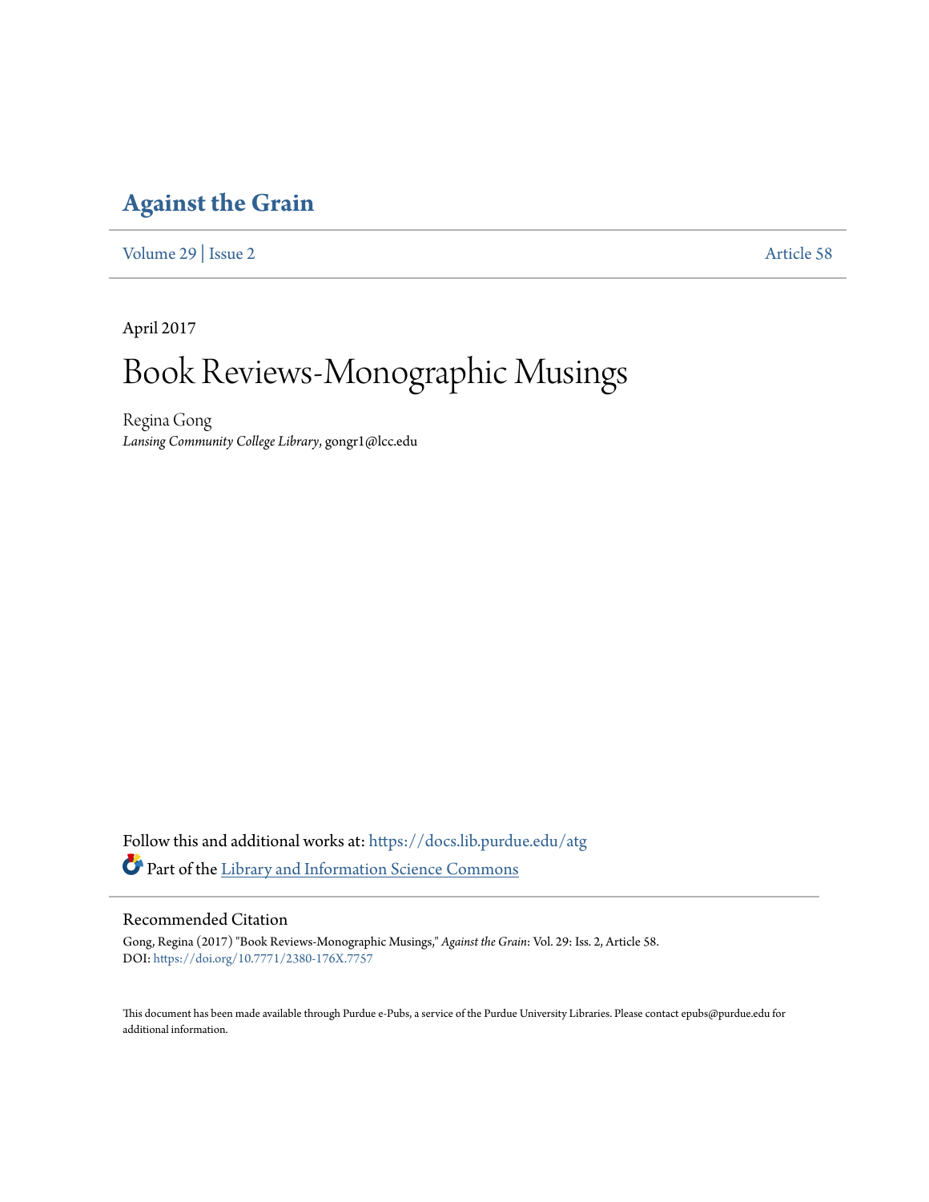# Against the Grain

Volume 29 | Issue 2 Article 58

April 2017

# Book Reviews-Monographic Musings

Regina Gong

*Lansing Community College Library*, gongr1@lcc.edu

Follow this and additional works at: https://docs.lib.purdue.edu/atg

Part of the Library and Information Science Commons

## Recommended Citation

Gong, Regina (2017) "Book Reviews-Monographic Musings," *Against the Grain*: Vol. 29: Iss. 2, Article 58.
DOI: https://doi.org/10.7771/2380-176X.7757

This document has been made available through Purdue e-Pubs, a service of the Purdue University Libraries. Please contact epubs@purdue.edu for additional information.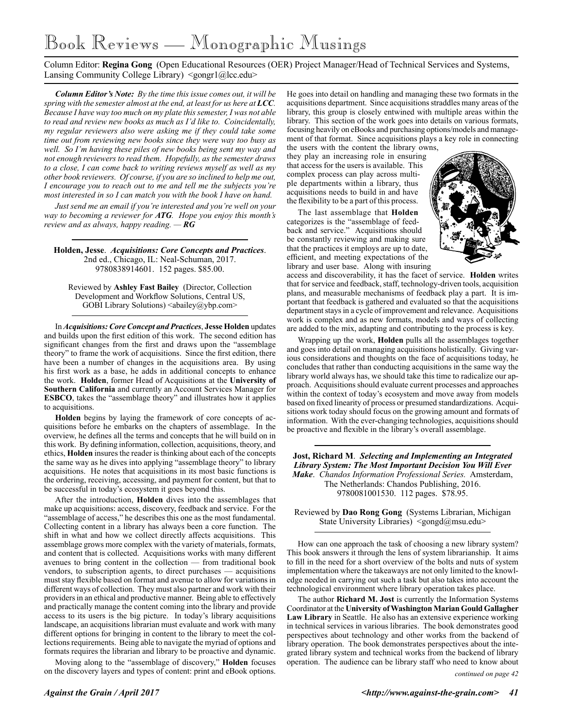# Book Reviews — Monographic Musings

Column Editor: **Regina Gong** (Open Educational Resources (OER) Project Manager/Head of Technical Services and Systems, Lansing Community College Library) <gongr1@lcc.edu>

***Column Editor's Note:** By the time this issue comes out, it will be spring with the semester almost at the end, at least for us here at **LCC**. Because I have way too much on my plate this semester, I was not able to read and review new books as much as I'd like to. Coincidentally, my regular reviewers also were asking me if they could take some time out from reviewing new books since they were way too busy as well. So I'm having these piles of new books being sent my way and not enough reviewers to read them. Hopefully, as the semester draws to a close, I can come back to writing reviews myself as well as my other book reviewers. Of course, if you are so inclined to help me out, I encourage you to reach out to me and tell me the subjects you're most interested in so I can match you with the book I have on hand.*

*Just send me an email if you're interested and you're well on your way to becoming a reviewer for **ATG**. Hope you enjoy this month's review and as always, happy reading. — **RG***

---

**Holden, Jesse**. *Acquisitions: Core Concepts and Practices*. 2nd ed., Chicago, IL: Neal-Schuman, 2017. 9780838914601. 152 pages. $85.00.

Reviewed by **Ashley Fast Bailey** (Director, Collection Development and Workflow Solutions, Central US, GOBI Library Solutions) <abailey@ybp.com>

---

In ***Acquisitions: Core Concept and Practices***, **Jesse Holden** updates and builds upon the first edition of this work. The second edition has significant changes from the first and draws upon the "assemblage theory" to frame the work of acquisitions. Since the first edition, there have been a number of changes in the acquisitions area. By using his first work as a base, he adds in additional concepts to enhance the work. **Holden**, former Head of Acquisitions at the **University of Southern California** and currently an Account Services Manager for **ESBCO**, takes the "assemblage theory" and illustrates how it applies to acquisitions.

**Holden** begins by laying the framework of core concepts of acquisitions before he embarks on the chapters of assemblage. In the overview, he defines all the terms and concepts that he will build on in this work. By defining information, collection, acquisitions, theory, and ethics, **Holden** insures the reader is thinking about each of the concepts the same way as he dives into applying "assemblage theory" to library acquisitions. He notes that acquisitions in its most basic functions is the ordering, receiving, accessing, and payment for content, but that to be successful in today's ecosystem it goes beyond this.

After the introduction, **Holden** dives into the assemblages that make up acquisitions: access, discovery, feedback and service. For the "assemblage of access," he describes this one as the most fundamental. Collecting content in a library has always been a core function. The shift in what and how we collect directly affects acquisitions. This assemblage grows more complex with the variety of materials, formats, and content that is collected. Acquisitions works with many different avenues to bring content in the collection — from traditional book vendors, to subscription agents, to direct purchases — acquisitions must stay flexible based on format and avenue to allow for variations in different ways of collection. They must also partner and work with their providers in an ethical and productive manner. Being able to effectively and practically manage the content coming into the library and provide access to its users is the big picture. In today's library acquisitions landscape, an acquisitions librarian must evaluate and work with many different options for bringing in content to the library to meet the collections requirements. Being able to navigate the myriad of options and formats requires the librarian and library to be proactive and dynamic.

Moving along to the "assemblage of discovery," **Holden** focuses on the discovery layers and types of content: print and eBook options. He goes into detail on handling and managing these two formats in the acquisitions department. Since acquisitions straddles many areas of the library, this group is closely entwined with multiple areas within the library. This section of the work goes into details on various formats, focusing heavily on eBooks and purchasing options/models and management of that format. Since acquisitions plays a key role in connecting the users with the content the library owns, they play an increasing role in ensuring that access for the users is available. This complex process can play across multiple departments within a library, thus acquisitions needs to build in and have the flexibility to be a part of this process.

The last assemblage that **Holden** categorizes is the "assemblage of feedback and service." Acquisitions should be constantly reviewing and making sure that the practices it employs are up to date, efficient, and meeting expectations of the library and user base. Along with insuring access and discoverability, it has the facet of service. **Holden** writes that for service and feedback, staff, technology-driven tools, acquisition plans, and measurable mechanisms of feedback play a part. It is important that feedback is gathered and evaluated so that the acquisitions department stays in a cycle of improvement and relevance. Acquisitions work is complex and as new formats, models and ways of collecting are added to the mix, adapting and contributing to the process is key.

Wrapping up the work, **Holden** pulls all the assemblages together and goes into detail on managing acquisitions holistically. Giving various considerations and thoughts on the face of acquisitions today, he concludes that rather than conducting acquisitions in the same way the library world always has, we should take this time to radicalize our approach. Acquisitions should evaluate current processes and approaches within the context of today's ecosystem and move away from models based on fixed linearity of process or presumed standardizations. Acquisitions work today should focus on the growing amount and formats of information. With the ever-changing technologies, acquisitions should be proactive and flexible in the library's overall assemblage.

---

**Jost, Richard M**. ***Selecting and Implementing an Integrated Library System: The Most Important Decision You Will Ever Make***. *Chandos Information Professional Series.* Amsterdam, The Netherlands: Chandos Publishing, 2016. 9780081001530. 112 pages. $78.95.

Reviewed by **Dao Rong Gong** (Systems Librarian, Michigan State University Libraries) <gongd@msu.edu>

---

How can one approach the task of choosing a new library system? This book answers it through the lens of system librarianship. It aims to fill in the need for a short overview of the bolts and nuts of system implementation where the takeaways are not only limited to the knowledge needed in carrying out such a task but also takes into account the technological environment where library operation takes place.

The author **Richard M. Jost** is currently the Information Systems Coordinator at the **University of Washington Marian Gould Gallagher Law Library** in Seattle. He also has an extensive experience working in technical services in various libraries. The book demonstrates good perspectives about technology and other works from the backend of library operation. The book demonstrates perspectives about the integrated library system and technical works from the backend of library operation. The audience can be library staff who need to know about

*continued on page 42*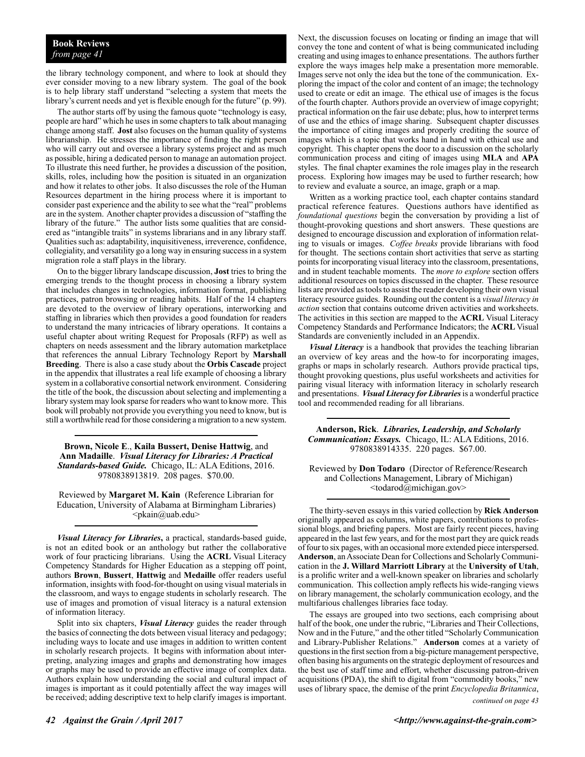**Book Reviews**
*from page 41*

the library technology component, and where to look at should they ever consider moving to a new library system. The goal of the book is to help library staff understand "selecting a system that meets the library's current needs and yet is flexible enough for the future" (p. 99).

The author starts off by using the famous quote "technology is easy, people are hard" which he uses in some chapters to talk about managing change among staff. **Jost** also focuses on the human quality of systems librarianship. He stresses the importance of finding the right person who will carry out and oversee a library systems project and as much as possible, hiring a dedicated person to manage an automation project. To illustrate this need further, he provides a discussion of the position, skills, roles, including how the position is situated in an organization and how it relates to other jobs. It also discusses the role of the Human Resources department in the hiring process where it is important to consider past experience and the ability to see what the "real" problems are in the system. Another chapter provides a discussion of "staffing the library of the future." The author lists some qualities that are considered as "intangible traits" in systems librarians and in any library staff. Qualities such as: adaptability, inquisitiveness, irreverence, confidence, collegiality, and versatility go a long way in ensuring success in a system migration role a staff plays in the library.

On to the bigger library landscape discussion, **Jost** tries to bring the emerging trends to the thought process in choosing a library system that includes changes in technologies, information format, publishing practices, patron browsing or reading habits. Half of the 14 chapters are devoted to the overview of library operations, interworking and staffing in libraries which then provides a good foundation for readers to understand the many intricacies of library operations. It contains a useful chapter about writing Request for Proposals (RFP) as well as chapters on needs assessment and the library automation marketplace that references the annual Library Technology Report by **Marshall Breeding**. There is also a case study about the **Orbis Cascade** project in the appendix that illustrates a real life example of choosing a library system in a collaborative consortial network environment. Considering the title of the book, the discussion about selecting and implementing a library system may look sparse for readers who want to know more. This book will probably not provide you everything you need to know, but is still a worthwhile read for those considering a migration to a new system.

---

**Brown, Nicole E**., **Kaila Bussert, Denise Hattwig**, and **Ann Madaille**. ***Visual Literacy for Libraries: A Practical Standards-based Guide.*** Chicago, IL: ALA Editions, 2016. 9780838913819. 208 pages. $70.00.

Reviewed by **Margaret M. Kain** (Reference Librarian for Education, University of Alabama at Birmingham Libraries) <pkain@uab.edu>

---

***Visual Literacy for Libraries***, a practical, standards-based guide, is not an edited book or an anthology but rather the collaborative work of four practicing librarians. Using the **ACRL** Visual Literacy Competency Standards for Higher Education as a stepping off point, authors **Brown**, **Bussert**, **Hattwig** and **Medaille** offer readers useful information, insights with food-for-thought on using visual materials in the classroom, and ways to engage students in scholarly research. The use of images and promotion of visual literacy is a natural extension of information literacy.

Split into six chapters, ***Visual Literacy*** guides the reader through the basics of connecting the dots between visual literacy and pedagogy; including ways to locate and use images in addition to written content in scholarly research projects. It begins with information about interpreting, analyzing images and graphs and demonstrating how images or graphs may be used to provide an effective image of complex data. Authors explain how understanding the social and cultural impact of images is important as it could potentially affect the way images will be received; adding descriptive text to help clarify images is important. Next, the discussion focuses on locating or finding an image that will convey the tone and content of what is being communicated including creating and using images to enhance presentations. The authors further explore the ways images help make a presentation more memorable. Images serve not only the idea but the tone of the communication. Exploring the impact of the color and content of an image; the technology used to create or edit an image. The ethical use of images is the focus of the fourth chapter. Authors provide an overview of image copyright; practical information on the fair use debate; plus, how to interpret terms of use and the ethics of image sharing. Subsequent chapter discusses the importance of citing images and properly crediting the source of images which is a topic that works hand in hand with ethical use and copyright. This chapter opens the door to a discussion on the scholarly communication process and citing of images using **MLA** and **APA** styles. The final chapter examines the role images play in the research process. Exploring how images may be used to further research; how to review and evaluate a source, an image, graph or a map.

Written as a working practice tool, each chapter contains standard practical reference features. Questions authors have identified as *foundational questions* begin the conversation by providing a list of thought-provoking questions and short answers. These questions are designed to encourage discussion and exploration of information relating to visuals or images. *Coffee breaks* provide librarians with food for thought. The sections contain short activities that serve as starting points for incorporating visual literacy into the classroom, presentations, and in student teachable moments. The *more to explore* section offers additional resources on topics discussed in the chapter. These resource lists are provided as tools to assist the reader developing their own visual literacy resource guides. Rounding out the content is a *visual literacy in action* section that contains outcome driven activities and worksheets. The activities in this section are mapped to the **ACRL** Visual Literacy Competency Standards and Performance Indicators; the **ACRL** Visual Standards are conveniently included in an Appendix.

***Visual Literacy*** is a handbook that provides the teaching librarian an overview of key areas and the how-to for incorporating images, graphs or maps in scholarly research. Authors provide practical tips, thought provoking questions, plus useful worksheets and activities for pairing visual literacy with information literacy in scholarly research and presentations. ***Visual Literacy for Libraries*** is a wonderful practice tool and recommended reading for all librarians.

---

**Anderson, Rick**. ***Libraries, Leadership, and Scholarly Communication: Essays.*** Chicago, IL: ALA Editions, 2016. 9780838914335. 220 pages. $67.00.

Reviewed by **Don Todaro** (Director of Reference/Research and Collections Management, Library of Michigan) <todarod@michigan.gov>

---

The thirty-seven essays in this varied collection by **Rick Anderson** originally appeared as columns, white papers, contributions to professional blogs, and briefing papers. Most are fairly recent pieces, having appeared in the last few years, and for the most part they are quick reads of four to six pages, with an occasional more extended piece interspersed. **Anderson**, an Associate Dean for Collections and Scholarly Communication in the **J. Willard Marriott Library** at the **University of Utah**, is a prolific writer and a well-known speaker on libraries and scholarly communication. This collection amply reflects his wide-ranging views on library management, the scholarly communication ecology, and the multifarious challenges libraries face today.

The essays are grouped into two sections, each comprising about half of the book, one under the rubric, "Libraries and Their Collections, Now and in the Future," and the other titled "Scholarly Communication and Library-Publisher Relations." **Anderson** comes at a variety of questions in the first section from a big-picture management perspective, often basing his arguments on the strategic deployment of resources and the best use of staff time and effort, whether discussing patron-driven acquisitions (PDA), the shift to digital from "commodity books," new uses of library space, the demise of the print *Encyclopedia Britannica*,

*continued on page 43*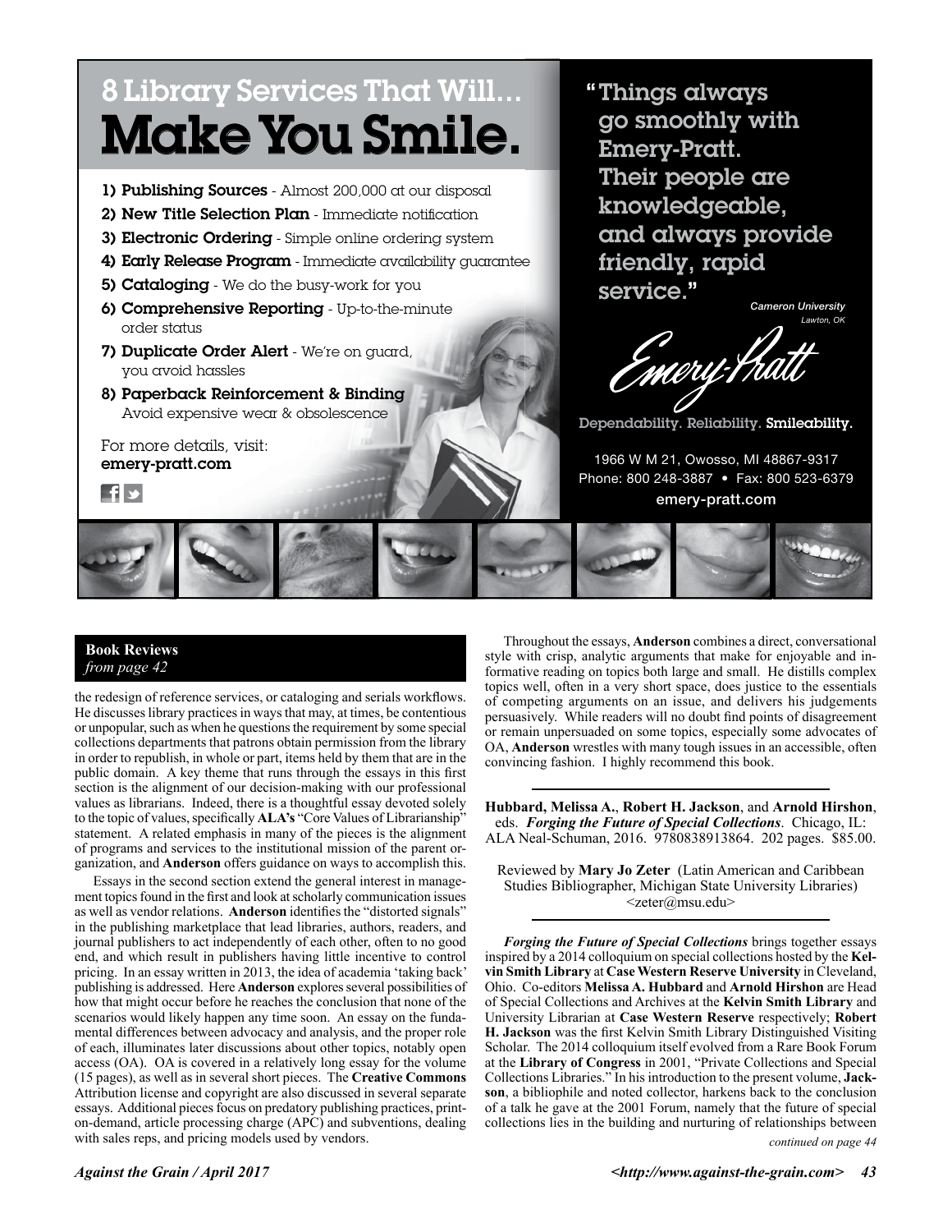# 8 Library Services That Will...

# Make You Smile.

1) **Publishing Sources** - Almost 200,000 at our disposal
2) **New Title Selection Plan** - Immediate notification
3) **Electronic Ordering** - Simple online ordering system
4) **Early Release Program** - Immediate availability guarantee
5) **Cataloging** - We do the busy-work for you
6) **Comprehensive Reporting** - Up-to-the-minute order status
7) **Duplicate Order Alert** - We're on guard, you avoid hassles
8) **Paperback Reinforcement & Binding** Avoid expensive wear & obsolescence

For more details, visit:
**emery-pratt.com**

"Things always go smoothly with Emery-Pratt. Their people are knowledgeable, and always provide friendly, rapid service."

*Cameron University*
*Lawton, OK*

Emery-Pratt

Dependability. Reliability. **Smileability.**

1966 W M 21, Owosso, MI 48867-9317
Phone: 800 248-3887 • Fax: 800 523-6379
emery-pratt.com

---

**Book Reviews**
*from page 42*

the redesign of reference services, or cataloging and serials workflows. He discusses library practices in ways that may, at times, be contentious or unpopular, such as when he questions the requirement by some special collections departments that patrons obtain permission from the library in order to republish, in whole or part, items held by them that are in the public domain. A key theme that runs through the essays in this first section is the alignment of our decision-making with our professional values as librarians. Indeed, there is a thoughtful essay devoted solely to the topic of values, specifically **ALA's** "Core Values of Librarianship" statement. A related emphasis in many of the pieces is the alignment of programs and services to the institutional mission of the parent organization, and **Anderson** offers guidance on ways to accomplish this.

Essays in the second section extend the general interest in management topics found in the first and look at scholarly communication issues as well as vendor relations. **Anderson** identifies the "distorted signals" in the publishing marketplace that lead libraries, authors, readers, and journal publishers to act independently of each other, often to no good end, and which result in publishers having little incentive to control pricing. In an essay written in 2013, the idea of academia 'taking back' publishing is addressed. Here **Anderson** explores several possibilities of how that might occur before he reaches the conclusion that none of the scenarios would likely happen any time soon. An essay on the fundamental differences between advocacy and analysis, and the proper role of each, illuminates later discussions about other topics, notably open access (OA). OA is covered in a relatively long essay for the volume (15 pages), as well as in several short pieces. The **Creative Commons** Attribution license and copyright are also discussed in several separate essays. Additional pieces focus on predatory publishing practices, print-on-demand, article processing charge (APC) and subventions, dealing with sales reps, and pricing models used by vendors.

Throughout the essays, **Anderson** combines a direct, conversational style with crisp, analytic arguments that make for enjoyable and informative reading on topics both large and small. He distills complex topics well, often in a very short space, does justice to the essentials of competing arguments on an issue, and delivers his judgements persuasively. While readers will no doubt find points of disagreement or remain unpersuaded on some topics, especially some advocates of OA, **Anderson** wrestles with many tough issues in an accessible, often convincing fashion. I highly recommend this book.

---

**Hubbard, Melissa A.**, **Robert H. Jackson**, and **Arnold Hirshon**, eds. ***Forging the Future of Special Collections***. Chicago, IL: ALA Neal-Schuman, 2016. 9780838913864. 202 pages. $85.00.

Reviewed by **Mary Jo Zeter** (Latin American and Caribbean Studies Bibliographer, Michigan State University Libraries) <zeter@msu.edu>

---

***Forging the Future of Special Collections*** brings together essays inspired by a 2014 colloquium on special collections hosted by the **Kelvin Smith Library** at **Case Western Reserve University** in Cleveland, Ohio. Co-editors **Melissa A. Hubbard** and **Arnold Hirshon** are Head of Special Collections and Archives at the **Kelvin Smith Library** and University Librarian at **Case Western Reserve** respectively; **Robert H. Jackson** was the first Kelvin Smith Library Distinguished Visiting Scholar. The 2014 colloquium itself evolved from a Rare Book Forum at the **Library of Congress** in 2001, "Private Collections and Special Collections Libraries." In his introduction to the present volume, **Jackson**, a bibliophile and noted collector, harkens back to the conclusion of a talk he gave at the 2001 Forum, namely that the future of special collections lies in the building and nurturing of relationships between

*continued on page 44*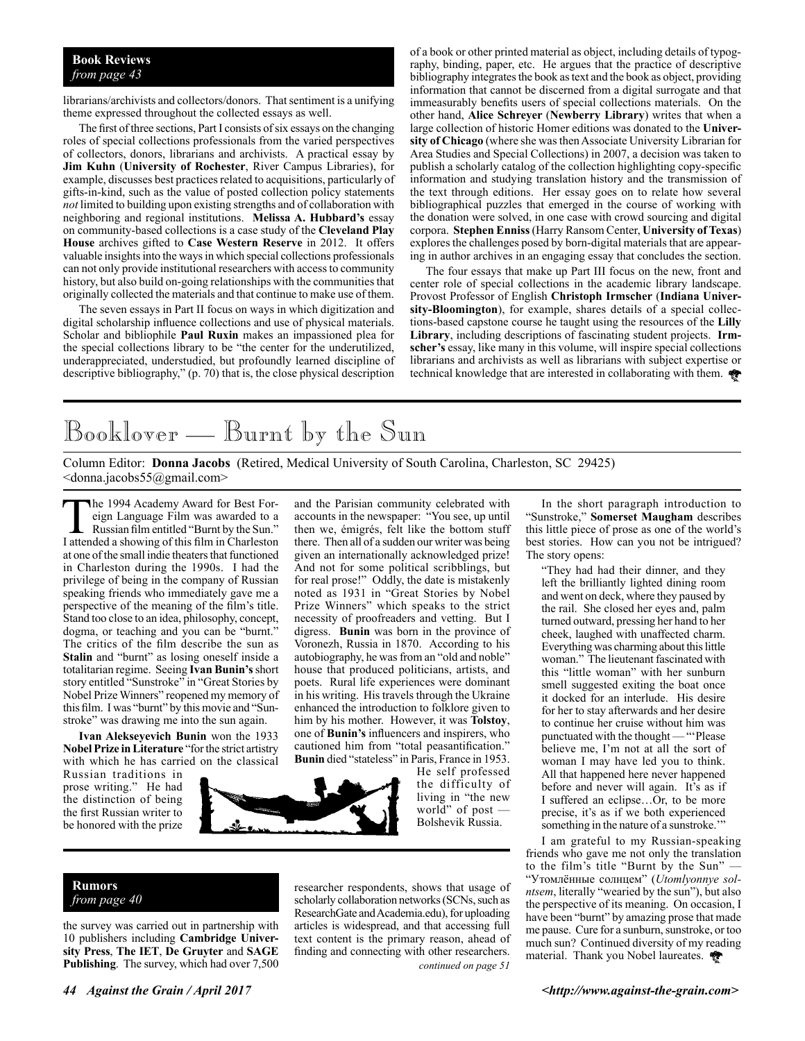**Book Reviews**
*from page 43*

librarians/archivists and collectors/donors. That sentiment is a unifying theme expressed throughout the collected essays as well.

The first of three sections, Part I consists of six essays on the changing roles of special collections professionals from the varied perspectives of collectors, donors, librarians and archivists. A practical essay by **Jim Kuhn** (**University of Rochester**, River Campus Libraries), for example, discusses best practices related to acquisitions, particularly of gifts-in-kind, such as the value of posted collection policy statements *not* limited to building upon existing strengths and of collaboration with neighboring and regional institutions. **Melissa A. Hubbard's** essay on community-based collections is a case study of the **Cleveland Play House** archives gifted to **Case Western Reserve** in 2012. It offers valuable insights into the ways in which special collections professionals can not only provide institutional researchers with access to community history, but also build on-going relationships with the communities that originally collected the materials and that continue to make use of them.

The seven essays in Part II focus on ways in which digitization and digital scholarship influence collections and use of physical materials. Scholar and bibliophile **Paul Ruxin** makes an impassioned plea for the special collections library to be "the center for the underutilized, underappreciated, understudied, but profoundly learned discipline of descriptive bibliography," (p. 70) that is, the close physical description of a book or other printed material as object, including details of typography, binding, paper, etc. He argues that the practice of descriptive bibliography integrates the book as text and the book as object, providing information that cannot be discerned from a digital surrogate and that immeasurably benefits users of special collections materials. On the other hand, **Alice Schreyer** (**Newberry Library**) writes that when a large collection of historic Homer editions was donated to the **University of Chicago** (where she was then Associate University Librarian for Area Studies and Special Collections) in 2007, a decision was taken to publish a scholarly catalog of the collection highlighting copy-specific information and studying translation history and the transmission of the text through editions. Her essay goes on to relate how several bibliographical puzzles that emerged in the course of working with the donation were solved, in one case with crowd sourcing and digital corpora. **Stephen Enniss** (Harry Ransom Center, **University of Texas**) explores the challenges posed by born-digital materials that are appearing in author archives in an engaging essay that concludes the section.

The four essays that make up Part III focus on the new, front and center role of special collections in the academic library landscape. Provost Professor of English **Christoph Irmscher** (**Indiana University-Bloomington**), for example, shares details of a special collections-based capstone course he taught using the resources of the **Lilly Library**, including descriptions of fascinating student projects. **Irmscher's** essay, like many in this volume, will inspire special collections librarians and archivists as well as librarians with subject expertise or technical knowledge that are interested in collaborating with them.

# Booklover — Burnt by the Sun

Column Editor: **Donna Jacobs** (Retired, Medical University of South Carolina, Charleston, SC 29425) <donna.jacobs55@gmail.com>

The 1994 Academy Award for Best Foreign Language Film was awarded to a Russian film entitled "Burnt by the Sun." I attended a showing of this film in Charleston at one of the small indie theaters that functioned in Charleston during the 1990s. I had the privilege of being in the company of Russian speaking friends who immediately gave me a perspective of the meaning of the film's title. Stand too close to an idea, philosophy, concept, dogma, or teaching and you can be "burnt." The critics of the film describe the sun as **Stalin** and "burnt" as losing oneself inside a totalitarian regime. Seeing **Ivan Bunin's** short story entitled "Sunstroke" in "Great Stories by Nobel Prize Winners" reopened my memory of this film. I was "burnt" by this movie and "Sunstroke" was drawing me into the sun again.

**Ivan Alekseyevich Bunin** won the 1933 **Nobel Prize in Literature** "for the strict artistry with which he has carried on the classical Russian traditions in prose writing." He had the distinction of being the first Russian writer to be honored with the prize and the Parisian community celebrated with accounts in the newspaper: "You see, up until then we, émigrés, felt like the bottom stuff there. Then all of a sudden our writer was being given an internationally acknowledged prize! And not for some political scribblings, but for real prose!" Oddly, the date is mistakenly noted as 1931 in "Great Stories by Nobel Prize Winners" which speaks to the strict necessity of proofreaders and vetting. But I digress. **Bunin** was born in the province of Voronezh, Russia in 1870. According to his autobiography, he was from an "old and noble" house that produced politicians, artists, and poets. Rural life experiences were dominant in his writing. His travels through the Ukraine enhanced the introduction to folklore given to him by his mother. However, it was **Tolstoy**, one of **Bunin's** influencers and inspirers, who cautioned him from "total peasantification." **Bunin** died "stateless" in Paris, France in 1953. He self professed the difficulty of living in "the new world" of post — Bolshevik Russia.

In the short paragraph introduction to "Sunstroke," **Somerset Maugham** describes this little piece of prose as one of the world's best stories. How can you not be intrigued? The story opens:

> "They had had their dinner, and they left the brilliantly lighted dining room and went on deck, where they paused by the rail. She closed her eyes and, palm turned outward, pressing her hand to her cheek, laughed with unaffected charm. Everything was charming about this little woman." The lieutenant fascinated with this "little woman" with her sunburn smell suggested exiting the boat once it docked for an interlude. His desire for her to stay afterwards and her desire to continue her cruise without him was punctuated with the thought — "'Please believe me, I'm not at all the sort of woman I may have led you to think. All that happened here never happened before and never will again. It's as if I suffered an eclipse…Or, to be more precise, it's as if we both experienced something in the nature of a sunstroke.'"

I am grateful to my Russian-speaking friends who gave me not only the translation to the film's title "Burnt by the Sun" — "Утомлённые солнцем" (*Utomlyonnye solntsem*, literally "wearied by the sun"), but also the perspective of its meaning. On occasion, I have been "burnt" by amazing prose that made me pause. Cure for a sunburn, sunstroke, or too much sun? Continued diversity of my reading material. Thank you Nobel laureates.

**Rumors**
*from page 40*

the survey was carried out in partnership with 10 publishers including **Cambridge University Press**, **The IET**, **De Gruyter** and **SAGE Publishing**. The survey, which had over 7,500 researcher respondents, shows that usage of scholarly collaboration networks (SCNs, such as ResearchGate and Academia.edu), for uploading articles is widespread, and that accessing full text content is the primary reason, ahead of finding and connecting with other researchers.

*continued on page 51*